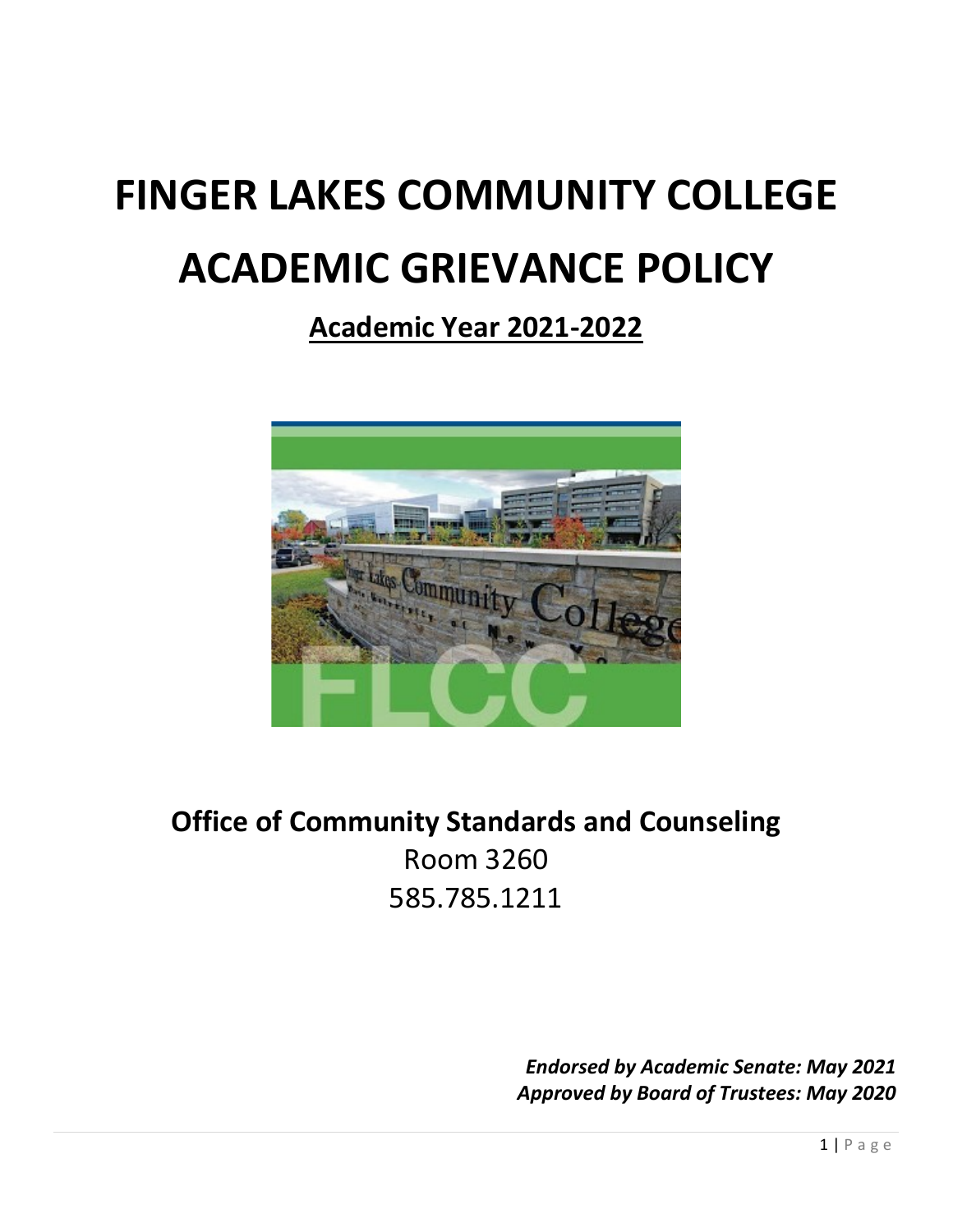# FINGER LAKES COMMUNITY COLLEGE
# ACADEMIC GRIEVANCE POLICY

## Academic Year 2021-2022

**Office of Community Standards and Counseling**

Room 3260

585.785.1211

***Endorsed by Academic Senate: May 2021***
***Approved by Board of Trustees: May 2020***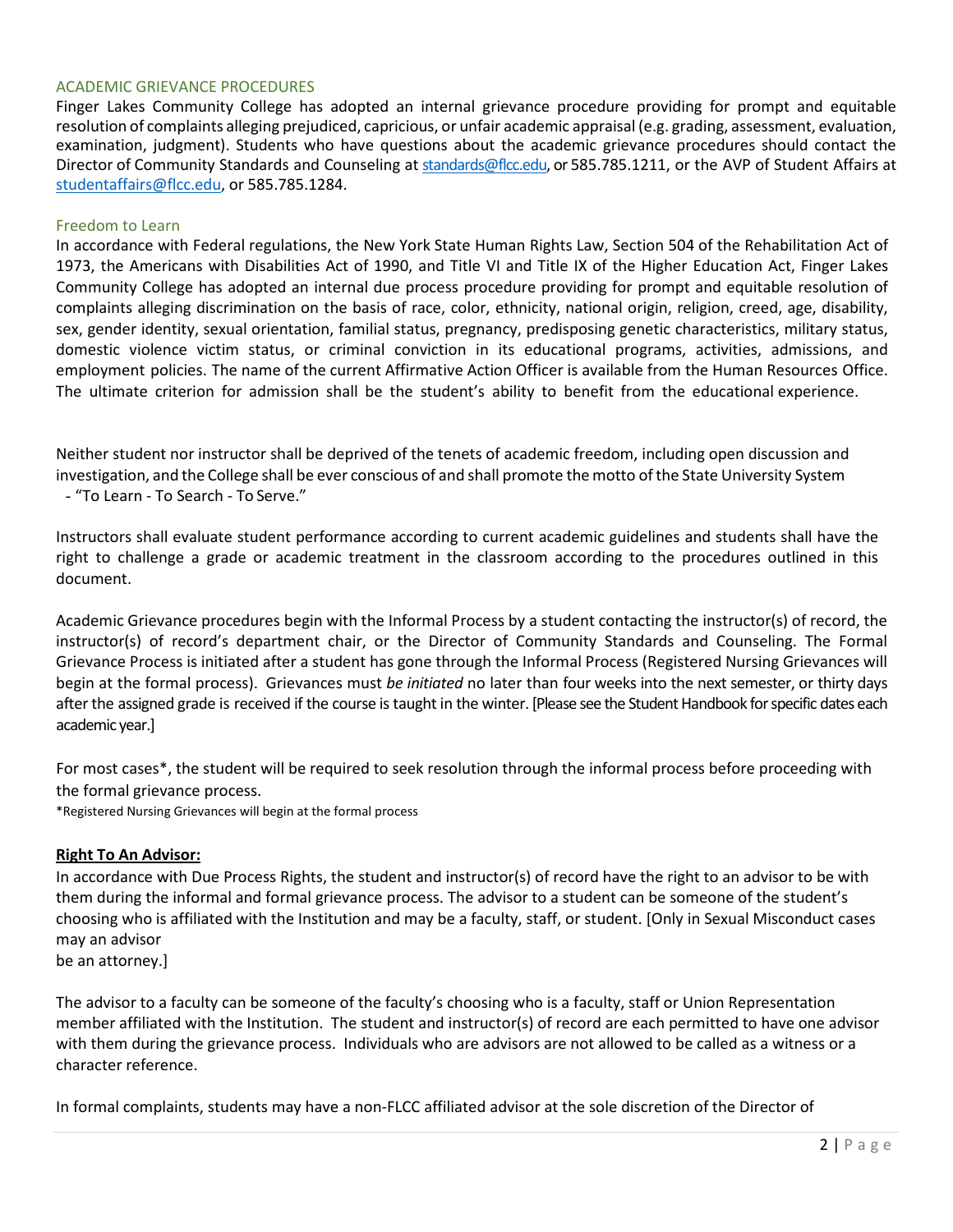## ACADEMIC GRIEVANCE PROCEDURES

Finger Lakes Community College has adopted an internal grievance procedure providing for prompt and equitable resolution of complaints alleging prejudiced, capricious, or unfair academic appraisal (e.g. grading, assessment, evaluation, examination, judgment). Students who have questions about the academic grievance procedures should contact the Director of Community Standards and Counseling at standards@flcc.edu, or 585.785.1211, or the AVP of Student Affairs at studentaffairs@flcc.edu, or 585.785.1284.

## Freedom to Learn

In accordance with Federal regulations, the New York State Human Rights Law, Section 504 of the Rehabilitation Act of 1973, the Americans with Disabilities Act of 1990, and Title VI and Title IX of the Higher Education Act, Finger Lakes Community College has adopted an internal due process procedure providing for prompt and equitable resolution of complaints alleging discrimination on the basis of race, color, ethnicity, national origin, religion, creed, age, disability, sex, gender identity, sexual orientation, familial status, pregnancy, predisposing genetic characteristics, military status, domestic violence victim status, or criminal conviction in its educational programs, activities, admissions, and employment policies. The name of the current Affirmative Action Officer is available from the Human Resources Office. The ultimate criterion for admission shall be the student's ability to benefit from the educational experience.

Neither student nor instructor shall be deprived of the tenets of academic freedom, including open discussion and investigation, and the College shall be ever conscious of and shall promote the motto of the State University System - "To Learn - To Search - To Serve."

Instructors shall evaluate student performance according to current academic guidelines and students shall have the right to challenge a grade or academic treatment in the classroom according to the procedures outlined in this document.

Academic Grievance procedures begin with the Informal Process by a student contacting the instructor(s) of record, the instructor(s) of record's department chair, or the Director of Community Standards and Counseling. The Formal Grievance Process is initiated after a student has gone through the Informal Process (Registered Nursing Grievances will begin at the formal process). Grievances must *be initiated* no later than four weeks into the next semester, or thirty days after the assigned grade is received if the course is taught in the winter. [Please see the Student Handbook for specific dates each academic year.]

For most cases*, the student will be required to seek resolution through the informal process before proceeding with the formal grievance process.

*Registered Nursing Grievances will begin at the formal process

**Right To An Advisor:**

In accordance with Due Process Rights, the student and instructor(s) of record have the right to an advisor to be with them during the informal and formal grievance process. The advisor to a student can be someone of the student's choosing who is affiliated with the Institution and may be a faculty, staff, or student. [Only in Sexual Misconduct cases may an advisor be an attorney.]

The advisor to a faculty can be someone of the faculty's choosing who is a faculty, staff or Union Representation member affiliated with the Institution. The student and instructor(s) of record are each permitted to have one advisor with them during the grievance process. Individuals who are advisors are not allowed to be called as a witness or a character reference.

In formal complaints, students may have a non-FLCC affiliated advisor at the sole discretion of the Director of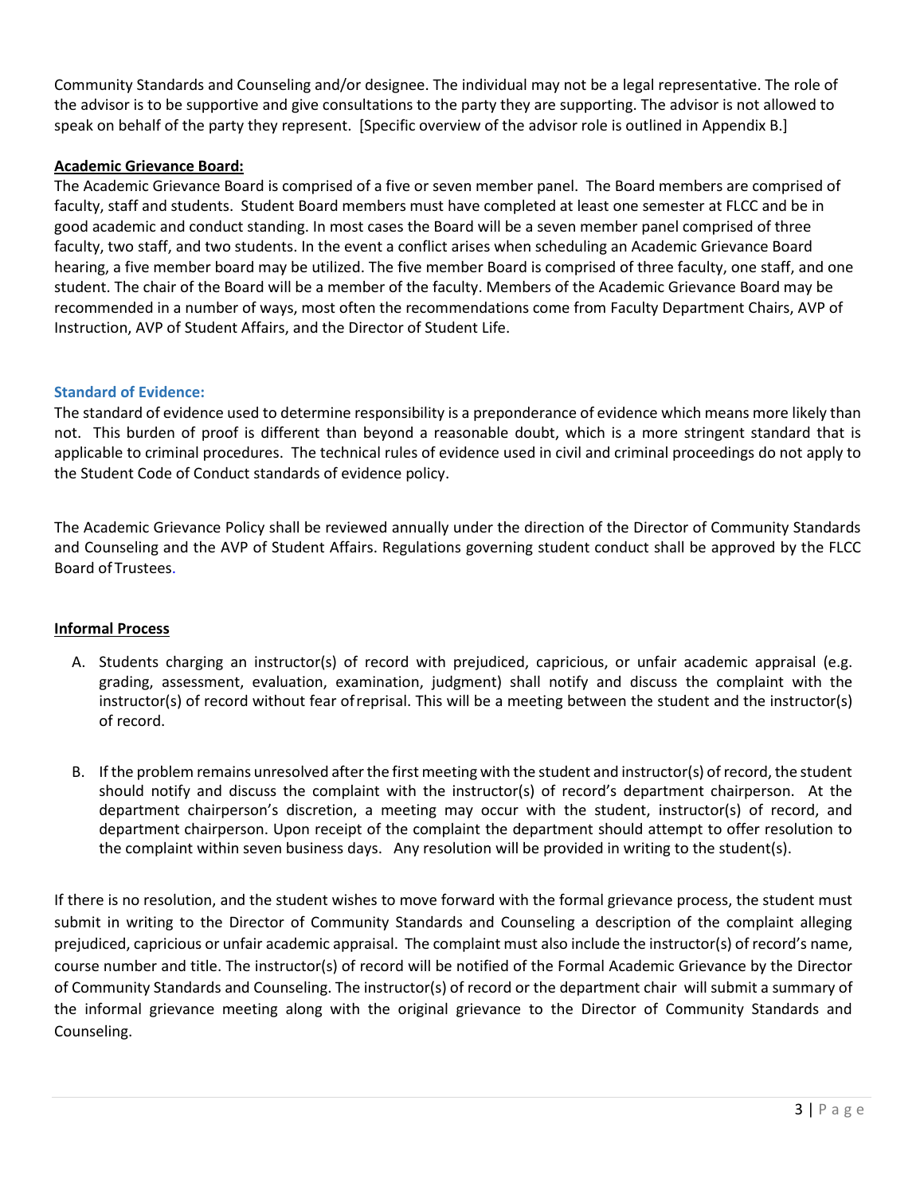Community Standards and Counseling and/or designee. The individual may not be a legal representative. The role of the advisor is to be supportive and give consultations to the party they are supporting. The advisor is not allowed to speak on behalf of the party they represent. [Specific overview of the advisor role is outlined in Appendix B.]

**Academic Grievance Board:**

The Academic Grievance Board is comprised of a five or seven member panel. The Board members are comprised of faculty, staff and students. Student Board members must have completed at least one semester at FLCC and be in good academic and conduct standing. In most cases the Board will be a seven member panel comprised of three faculty, two staff, and two students. In the event a conflict arises when scheduling an Academic Grievance Board hearing, a five member board may be utilized. The five member Board is comprised of three faculty, one staff, and one student. The chair of the Board will be a member of the faculty. Members of the Academic Grievance Board may be recommended in a number of ways, most often the recommendations come from Faculty Department Chairs, AVP of Instruction, AVP of Student Affairs, and the Director of Student Life.

### Standard of Evidence:

The standard of evidence used to determine responsibility is a preponderance of evidence which means more likely than not. This burden of proof is different than beyond a reasonable doubt, which is a more stringent standard that is applicable to criminal procedures. The technical rules of evidence used in civil and criminal proceedings do not apply to the Student Code of Conduct standards of evidence policy.

The Academic Grievance Policy shall be reviewed annually under the direction of the Director of Community Standards and Counseling and the AVP of Student Affairs. Regulations governing student conduct shall be approved by the FLCC Board of Trustees.

**Informal Process**

A. Students charging an instructor(s) of record with prejudiced, capricious, or unfair academic appraisal (e.g. grading, assessment, evaluation, examination, judgment) shall notify and discuss the complaint with the instructor(s) of record without fear of reprisal. This will be a meeting between the student and the instructor(s) of record.

B. If the problem remains unresolved after the first meeting with the student and instructor(s) of record, the student should notify and discuss the complaint with the instructor(s) of record's department chairperson. At the department chairperson's discretion, a meeting may occur with the student, instructor(s) of record, and department chairperson. Upon receipt of the complaint the department should attempt to offer resolution to the complaint within seven business days. Any resolution will be provided in writing to the student(s).

If there is no resolution, and the student wishes to move forward with the formal grievance process, the student must submit in writing to the Director of Community Standards and Counseling a description of the complaint alleging prejudiced, capricious or unfair academic appraisal. The complaint must also include the instructor(s) of record's name, course number and title. The instructor(s) of record will be notified of the Formal Academic Grievance by the Director of Community Standards and Counseling. The instructor(s) of record or the department chair will submit a summary of the informal grievance meeting along with the original grievance to the Director of Community Standards and Counseling.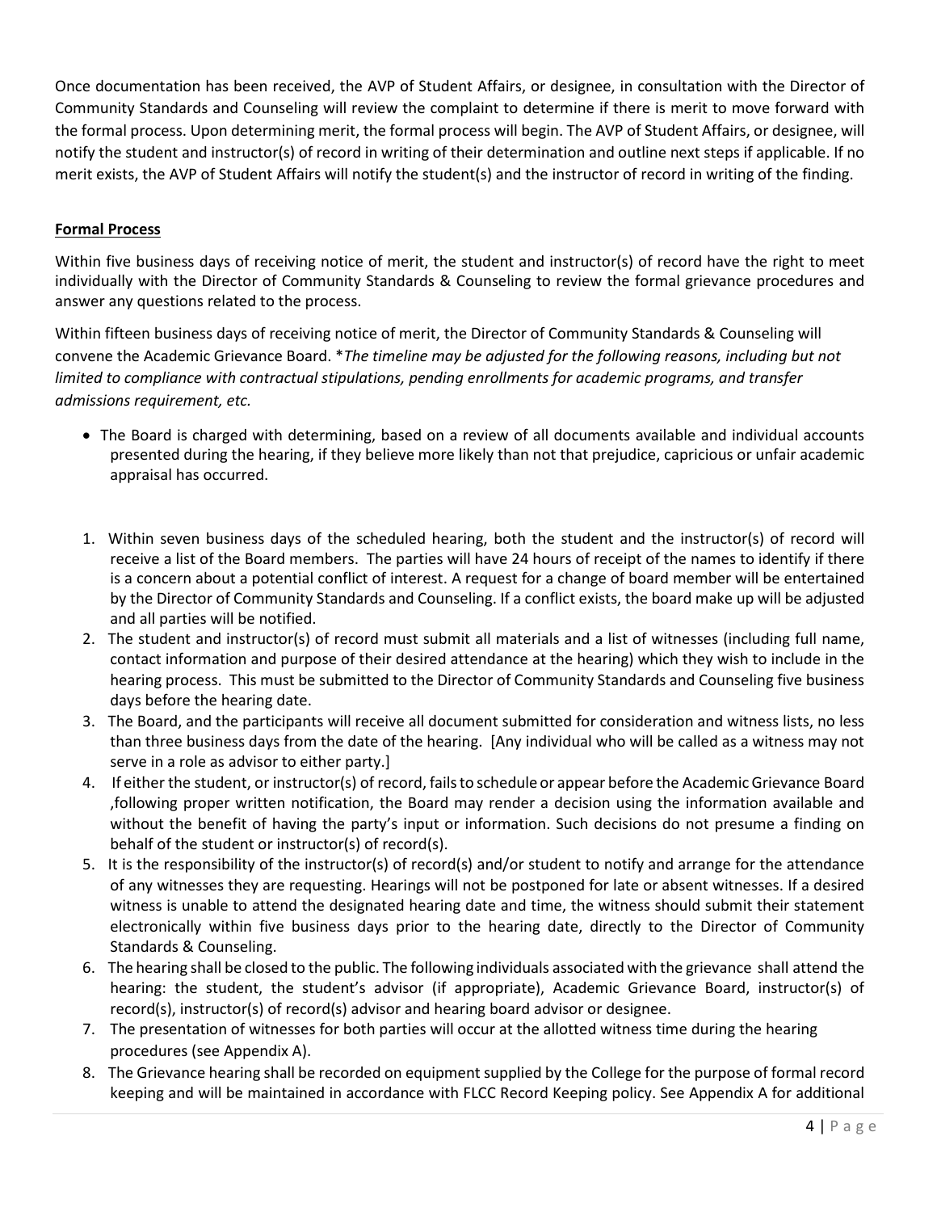Once documentation has been received, the AVP of Student Affairs, or designee, in consultation with the Director of Community Standards and Counseling will review the complaint to determine if there is merit to move forward with the formal process. Upon determining merit, the formal process will begin. The AVP of Student Affairs, or designee, will notify the student and instructor(s) of record in writing of their determination and outline next steps if applicable. If no merit exists, the AVP of Student Affairs will notify the student(s) and the instructor of record in writing of the finding.

**Formal Process**

Within five business days of receiving notice of merit, the student and instructor(s) of record have the right to meet individually with the Director of Community Standards & Counseling to review the formal grievance procedures and answer any questions related to the process.

Within fifteen business days of receiving notice of merit, the Director of Community Standards & Counseling will convene the Academic Grievance Board. **The timeline may be adjusted for the following reasons, including but not limited to compliance with contractual stipulations, pending enrollments for academic programs, and transfer admissions requirement, etc.*

- The Board is charged with determining, based on a review of all documents available and individual accounts presented during the hearing, if they believe more likely than not that prejudice, capricious or unfair academic appraisal has occurred.

1. Within seven business days of the scheduled hearing, both the student and the instructor(s) of record will receive a list of the Board members. The parties will have 24 hours of receipt of the names to identify if there is a concern about a potential conflict of interest. A request for a change of board member will be entertained by the Director of Community Standards and Counseling. If a conflict exists, the board make up will be adjusted and all parties will be notified.
2. The student and instructor(s) of record must submit all materials and a list of witnesses (including full name, contact information and purpose of their desired attendance at the hearing) which they wish to include in the hearing process. This must be submitted to the Director of Community Standards and Counseling five business days before the hearing date.
3. The Board, and the participants will receive all document submitted for consideration and witness lists, no less than three business days from the date of the hearing. [Any individual who will be called as a witness may not serve in a role as advisor to either party.]
4. If either the student, or instructor(s) of record, fails to schedule or appear before the Academic Grievance Board ,following proper written notification, the Board may render a decision using the information available and without the benefit of having the party's input or information. Such decisions do not presume a finding on behalf of the student or instructor(s) of record(s).
5. It is the responsibility of the instructor(s) of record(s) and/or student to notify and arrange for the attendance of any witnesses they are requesting. Hearings will not be postponed for late or absent witnesses. If a desired witness is unable to attend the designated hearing date and time, the witness should submit their statement electronically within five business days prior to the hearing date, directly to the Director of Community Standards & Counseling.
6. The hearing shall be closed to the public. The following individuals associated with the grievance shall attend the hearing: the student, the student's advisor (if appropriate), Academic Grievance Board, instructor(s) of record(s), instructor(s) of record(s) advisor and hearing board advisor or designee.
7. The presentation of witnesses for both parties will occur at the allotted witness time during the hearing procedures (see Appendix A).
8. The Grievance hearing shall be recorded on equipment supplied by the College for the purpose of formal record keeping and will be maintained in accordance with FLCC Record Keeping policy. See Appendix A for additional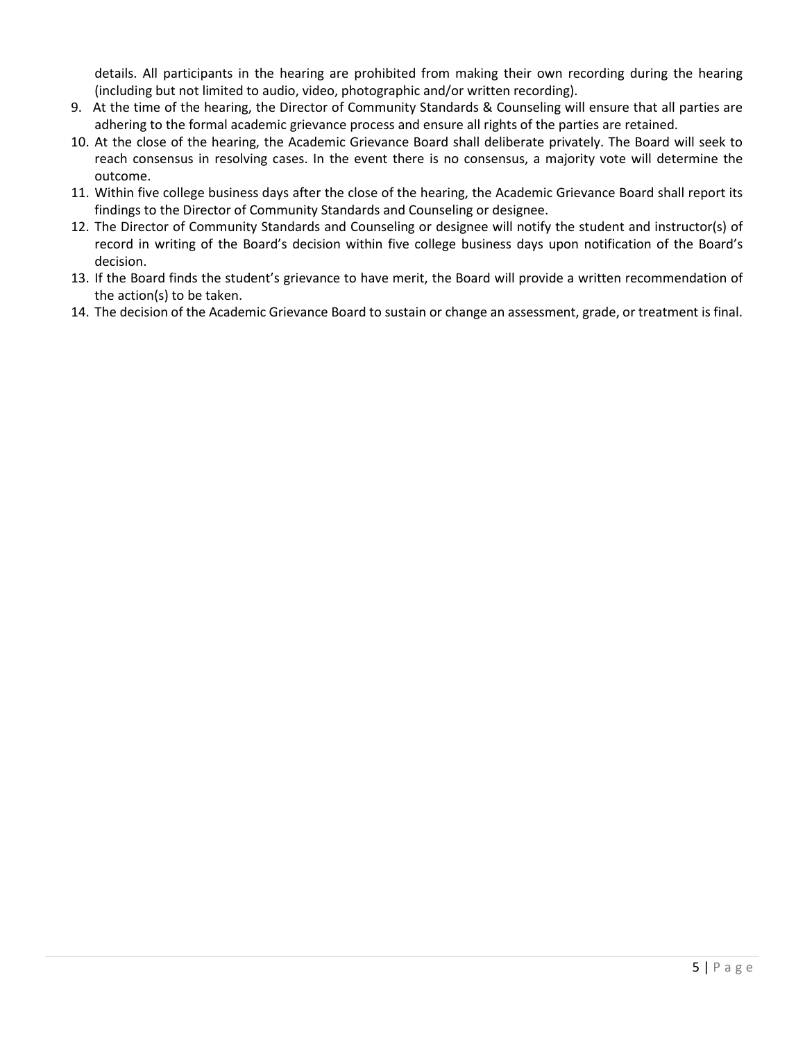details. All participants in the hearing are prohibited from making their own recording during the hearing (including but not limited to audio, video, photographic and/or written recording).

9. At the time of the hearing, the Director of Community Standards & Counseling will ensure that all parties are adhering to the formal academic grievance process and ensure all rights of the parties are retained.
10. At the close of the hearing, the Academic Grievance Board shall deliberate privately. The Board will seek to reach consensus in resolving cases. In the event there is no consensus, a majority vote will determine the outcome.
11. Within five college business days after the close of the hearing, the Academic Grievance Board shall report its findings to the Director of Community Standards and Counseling or designee.
12. The Director of Community Standards and Counseling or designee will notify the student and instructor(s) of record in writing of the Board's decision within five college business days upon notification of the Board's decision.
13. If the Board finds the student's grievance to have merit, the Board will provide a written recommendation of the action(s) to be taken.
14. The decision of the Academic Grievance Board to sustain or change an assessment, grade, or treatment is final.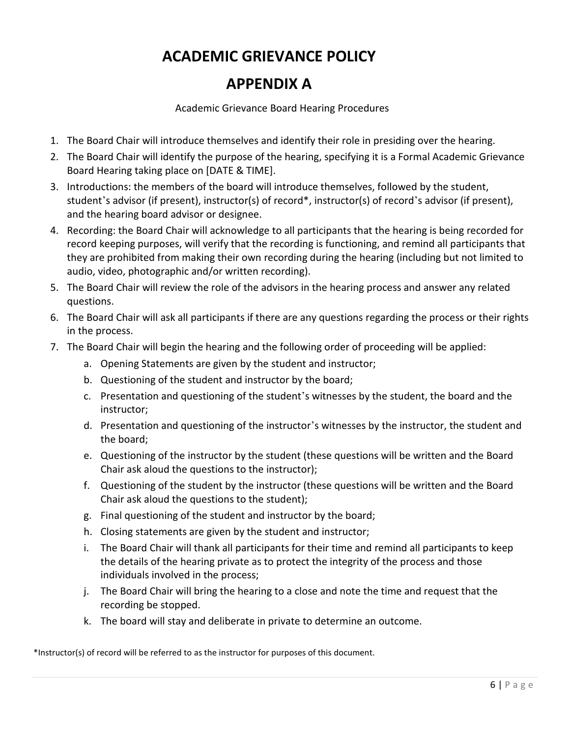# ACADEMIC GRIEVANCE POLICY

# APPENDIX A

Academic Grievance Board Hearing Procedures

1. The Board Chair will introduce themselves and identify their role in presiding over the hearing.
2. The Board Chair will identify the purpose of the hearing, specifying it is a Formal Academic Grievance Board Hearing taking place on [DATE & TIME].
3. Introductions: the members of the board will introduce themselves, followed by the student, student's advisor (if present), instructor(s) of record*, instructor(s) of record's advisor (if present), and the hearing board advisor or designee.
4. Recording: the Board Chair will acknowledge to all participants that the hearing is being recorded for record keeping purposes, will verify that the recording is functioning, and remind all participants that they are prohibited from making their own recording during the hearing (including but not limited to audio, video, photographic and/or written recording).
5. The Board Chair will review the role of the advisors in the hearing process and answer any related questions.
6. The Board Chair will ask all participants if there are any questions regarding the process or their rights in the process.
7. The Board Chair will begin the hearing and the following order of proceeding will be applied:
    a. Opening Statements are given by the student and instructor;
    b. Questioning of the student and instructor by the board;
    c. Presentation and questioning of the student's witnesses by the student, the board and the instructor;
    d. Presentation and questioning of the instructor's witnesses by the instructor, the student and the board;
    e. Questioning of the instructor by the student (these questions will be written and the Board Chair ask aloud the questions to the instructor);
    f. Questioning of the student by the instructor (these questions will be written and the Board Chair ask aloud the questions to the student);
    g. Final questioning of the student and instructor by the board;
    h. Closing statements are given by the student and instructor;
    i. The Board Chair will thank all participants for their time and remind all participants to keep the details of the hearing private as to protect the integrity of the process and those individuals involved in the process;
    j. The Board Chair will bring the hearing to a close and note the time and request that the recording be stopped.
    k. The board will stay and deliberate in private to determine an outcome.

*Instructor(s) of record will be referred to as the instructor for purposes of this document.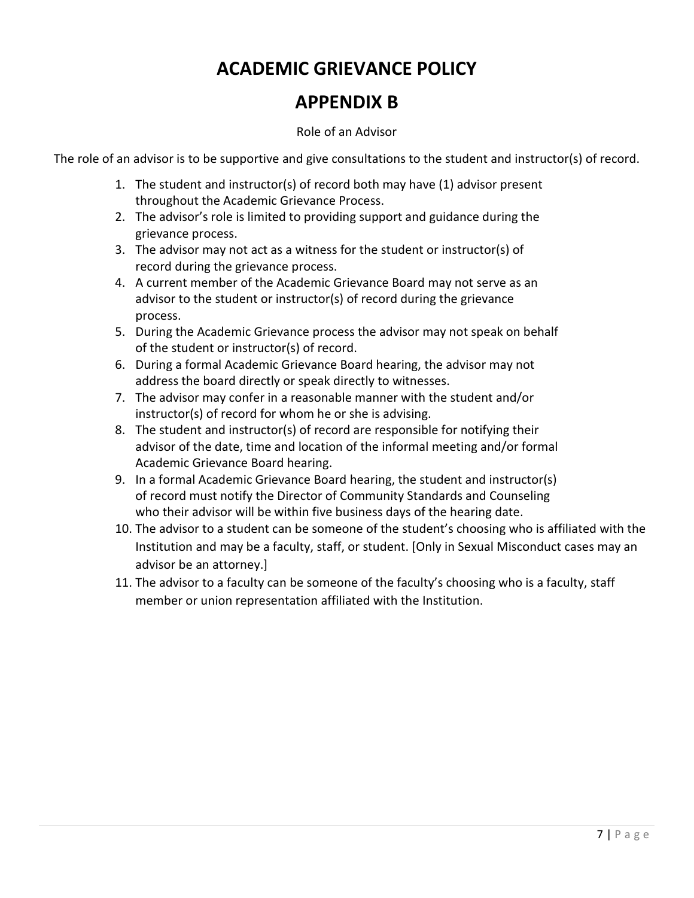# ACADEMIC GRIEVANCE POLICY

# APPENDIX B

Role of an Advisor

The role of an advisor is to be supportive and give consultations to the student and instructor(s) of record.

1. The student and instructor(s) of record both may have (1) advisor present throughout the Academic Grievance Process.
2. The advisor's role is limited to providing support and guidance during the grievance process.
3. The advisor may not act as a witness for the student or instructor(s) of record during the grievance process.
4. A current member of the Academic Grievance Board may not serve as an advisor to the student or instructor(s) of record during the grievance process.
5. During the Academic Grievance process the advisor may not speak on behalf of the student or instructor(s) of record.
6. During a formal Academic Grievance Board hearing, the advisor may not address the board directly or speak directly to witnesses.
7. The advisor may confer in a reasonable manner with the student and/or instructor(s) of record for whom he or she is advising.
8. The student and instructor(s) of record are responsible for notifying their advisor of the date, time and location of the informal meeting and/or formal Academic Grievance Board hearing.
9. In a formal Academic Grievance Board hearing, the student and instructor(s) of record must notify the Director of Community Standards and Counseling who their advisor will be within five business days of the hearing date.
10. The advisor to a student can be someone of the student's choosing who is affiliated with the Institution and may be a faculty, staff, or student. [Only in Sexual Misconduct cases may an advisor be an attorney.]
11. The advisor to a faculty can be someone of the faculty's choosing who is a faculty, staff member or union representation affiliated with the Institution.